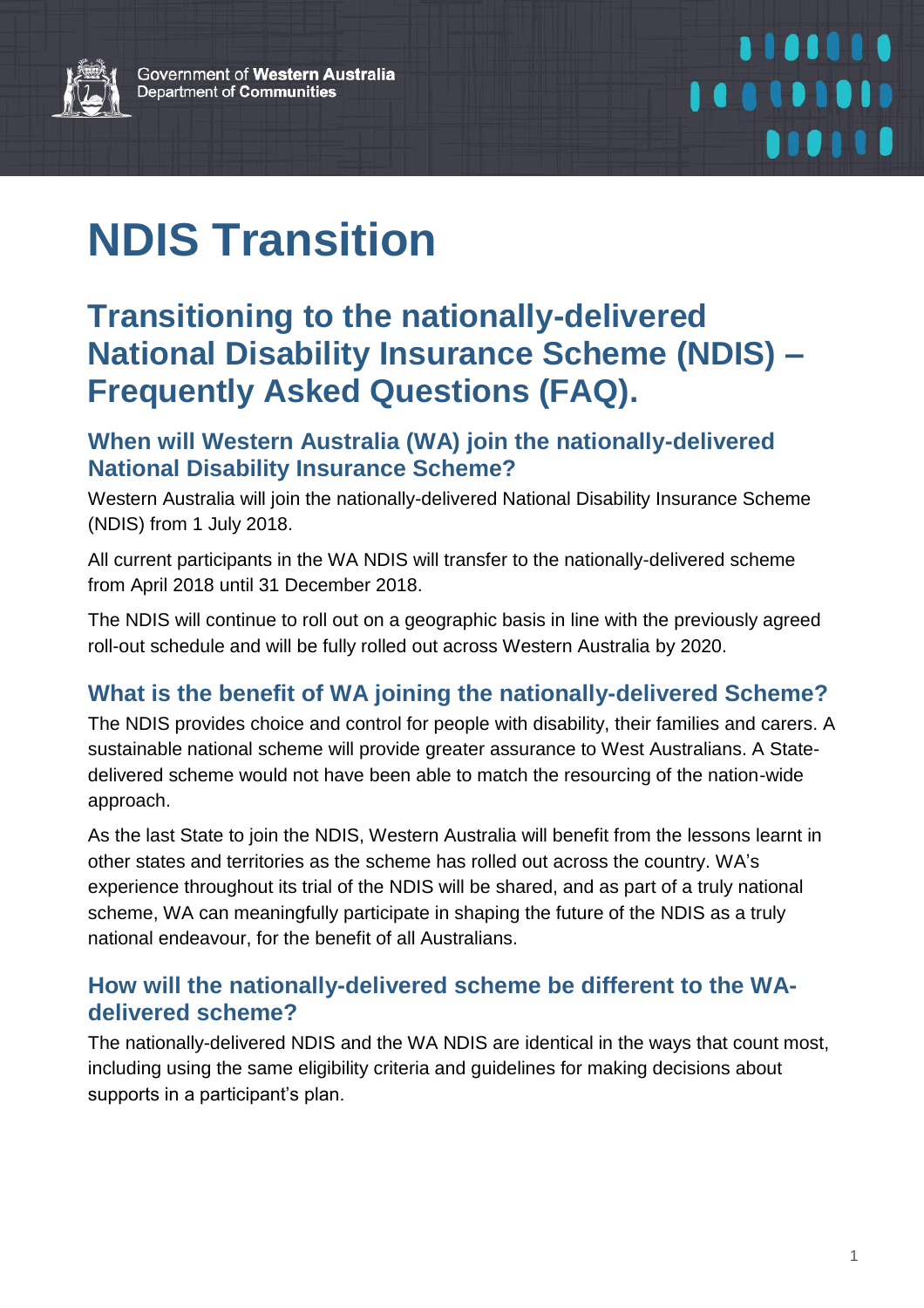Government of **Western Australia**
Department of **Communities**

# NDIS Transition

## Transitioning to the nationally-delivered National Disability Insurance Scheme (NDIS) – Frequently Asked Questions (FAQ).

### When will Western Australia (WA) join the nationally-delivered National Disability Insurance Scheme?

Western Australia will join the nationally-delivered National Disability Insurance Scheme (NDIS) from 1 July 2018.

All current participants in the WA NDIS will transfer to the nationally-delivered scheme from April 2018 until 31 December 2018.

The NDIS will continue to roll out on a geographic basis in line with the previously agreed roll-out schedule and will be fully rolled out across Western Australia by 2020.

### What is the benefit of WA joining the nationally-delivered Scheme?

The NDIS provides choice and control for people with disability, their families and carers. A sustainable national scheme will provide greater assurance to West Australians. A State-delivered scheme would not have been able to match the resourcing of the nation-wide approach.

As the last State to join the NDIS, Western Australia will benefit from the lessons learnt in other states and territories as the scheme has rolled out across the country. WA's experience throughout its trial of the NDIS will be shared, and as part of a truly national scheme, WA can meaningfully participate in shaping the future of the NDIS as a truly national endeavour, for the benefit of all Australians.

### How will the nationally-delivered scheme be different to the WA-delivered scheme?

The nationally-delivered NDIS and the WA NDIS are identical in the ways that count most, including using the same eligibility criteria and guidelines for making decisions about supports in a participant's plan.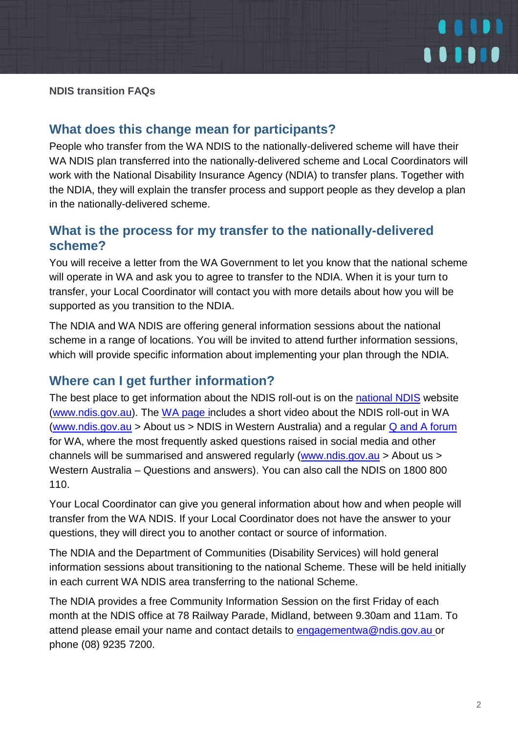NDIS transition FAQs

## What does this change mean for participants?

People who transfer from the WA NDIS to the nationally-delivered scheme will have their WA NDIS plan transferred into the nationally-delivered scheme and Local Coordinators will work with the National Disability Insurance Agency (NDIA) to transfer plans. Together with the NDIA, they will explain the transfer process and support people as they develop a plan in the nationally-delivered scheme.

## What is the process for my transfer to the nationally-delivered scheme?

You will receive a letter from the WA Government to let you know that the national scheme will operate in WA and ask you to agree to transfer to the NDIA. When it is your turn to transfer, your Local Coordinator will contact you with more details about how you will be supported as you transition to the NDIA.

The NDIA and WA NDIS are offering general information sessions about the national scheme in a range of locations. You will be invited to attend further information sessions, which will provide specific information about implementing your plan through the NDIA.

## Where can I get further information?

The best place to get information about the NDIS roll-out is on the national NDIS website (www.ndis.gov.au). The WA page includes a short video about the NDIS roll-out in WA (www.ndis.gov.au > About us > NDIS in Western Australia) and a regular Q and A forum for WA, where the most frequently asked questions raised in social media and other channels will be summarised and answered regularly (www.ndis.gov.au > About us > Western Australia – Questions and answers). You can also call the NDIS on 1800 800 110.

Your Local Coordinator can give you general information about how and when people will transfer from the WA NDIS. If your Local Coordinator does not have the answer to your questions, they will direct you to another contact or source of information.

The NDIA and the Department of Communities (Disability Services) will hold general information sessions about transitioning to the national Scheme. These will be held initially in each current WA NDIS area transferring to the national Scheme.

The NDIA provides a free Community Information Session on the first Friday of each month at the NDIS office at 78 Railway Parade, Midland, between 9.30am and 11am. To attend please email your name and contact details to engagementwa@ndis.gov.au or phone (08) 9235 7200.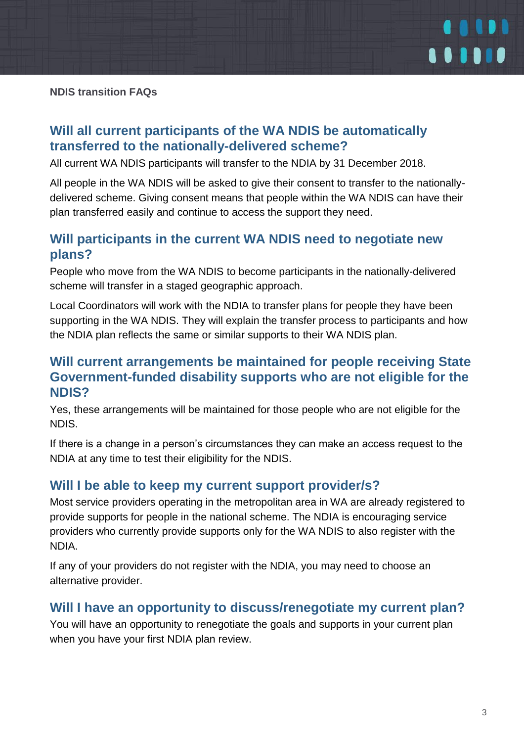**NDIS transition FAQs**

## Will all current participants of the WA NDIS be automatically transferred to the nationally-delivered scheme?

All current WA NDIS participants will transfer to the NDIA by 31 December 2018.

All people in the WA NDIS will be asked to give their consent to transfer to the nationally-delivered scheme. Giving consent means that people within the WA NDIS can have their plan transferred easily and continue to access the support they need.

## Will participants in the current WA NDIS need to negotiate new plans?

People who move from the WA NDIS to become participants in the nationally-delivered scheme will transfer in a staged geographic approach.

Local Coordinators will work with the NDIA to transfer plans for people they have been supporting in the WA NDIS. They will explain the transfer process to participants and how the NDIA plan reflects the same or similar supports to their WA NDIS plan.

## Will current arrangements be maintained for people receiving State Government-funded disability supports who are not eligible for the NDIS?

Yes, these arrangements will be maintained for those people who are not eligible for the NDIS.

If there is a change in a person's circumstances they can make an access request to the NDIA at any time to test their eligibility for the NDIS.

## Will I be able to keep my current support provider/s?

Most service providers operating in the metropolitan area in WA are already registered to provide supports for people in the national scheme. The NDIA is encouraging service providers who currently provide supports only for the WA NDIS to also register with the NDIA.

If any of your providers do not register with the NDIA, you may need to choose an alternative provider.

## Will I have an opportunity to discuss/renegotiate my current plan?

You will have an opportunity to renegotiate the goals and supports in your current plan when you have your first NDIA plan review.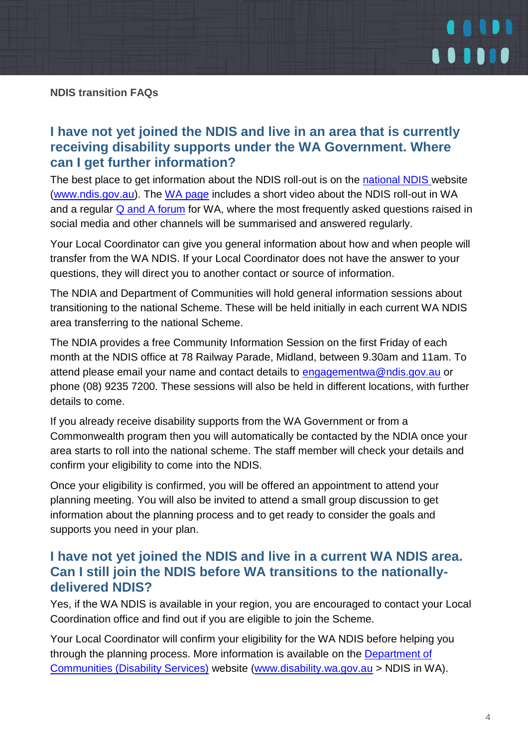## I have not yet joined the NDIS and live in an area that is currently receiving disability supports under the WA Government. Where can I get further information?

The best place to get information about the NDIS roll-out is on the national NDIS website (www.ndis.gov.au). The WA page includes a short video about the NDIS roll-out in WA and a regular Q and A forum for WA, where the most frequently asked questions raised in social media and other channels will be summarised and answered regularly.

Your Local Coordinator can give you general information about how and when people will transfer from the WA NDIS. If your Local Coordinator does not have the answer to your questions, they will direct you to another contact or source of information.

The NDIA and Department of Communities will hold general information sessions about transitioning to the national Scheme. These will be held initially in each current WA NDIS area transferring to the national Scheme.

The NDIA provides a free Community Information Session on the first Friday of each month at the NDIS office at 78 Railway Parade, Midland, between 9.30am and 11am. To attend please email your name and contact details to engagementwa@ndis.gov.au or phone (08) 9235 7200. These sessions will also be held in different locations, with further details to come.

If you already receive disability supports from the WA Government or from a Commonwealth program then you will automatically be contacted by the NDIA once your area starts to roll into the national scheme. The staff member will check your details and confirm your eligibility to come into the NDIS.

Once your eligibility is confirmed, you will be offered an appointment to attend your planning meeting. You will also be invited to attend a small group discussion to get information about the planning process and to get ready to consider the goals and supports you need in your plan.

## I have not yet joined the NDIS and live in a current WA NDIS area. Can I still join the NDIS before WA transitions to the nationally-delivered NDIS?

Yes, if the WA NDIS is available in your region, you are encouraged to contact your Local Coordination office and find out if you are eligible to join the Scheme.

Your Local Coordinator will confirm your eligibility for the WA NDIS before helping you through the planning process. More information is available on the Department of Communities (Disability Services) website (www.disability.wa.gov.au > NDIS in WA).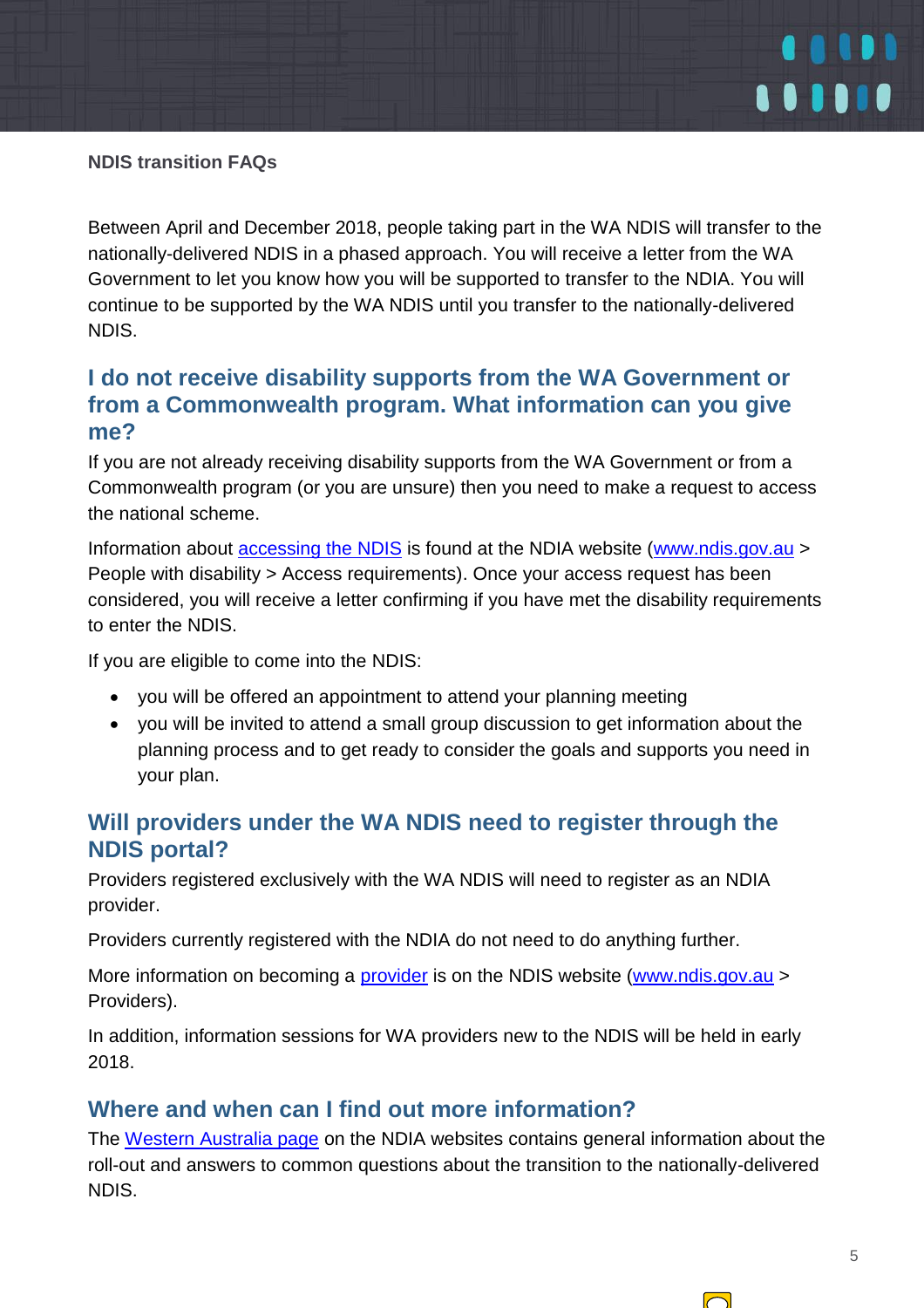**NDIS transition FAQs**

Between April and December 2018, people taking part in the WA NDIS will transfer to the nationally-delivered NDIS in a phased approach. You will receive a letter from the WA Government to let you know how you will be supported to transfer to the NDIA. You will continue to be supported by the WA NDIS until you transfer to the nationally-delivered NDIS.

## I do not receive disability supports from the WA Government or from a Commonwealth program. What information can you give me?

If you are not already receiving disability supports from the WA Government or from a Commonwealth program (or you are unsure) then you need to make a request to access the national scheme.

Information about accessing the NDIS is found at the NDIA website (www.ndis.gov.au > People with disability > Access requirements). Once your access request has been considered, you will receive a letter confirming if you have met the disability requirements to enter the NDIS.

If you are eligible to come into the NDIS:

- you will be offered an appointment to attend your planning meeting
- you will be invited to attend a small group discussion to get information about the planning process and to get ready to consider the goals and supports you need in your plan.

## Will providers under the WA NDIS need to register through the NDIS portal?

Providers registered exclusively with the WA NDIS will need to register as an NDIA provider.

Providers currently registered with the NDIA do not need to do anything further.

More information on becoming a provider is on the NDIS website (www.ndis.gov.au > Providers).

In addition, information sessions for WA providers new to the NDIS will be held in early 2018.

## Where and when can I find out more information?

The Western Australia page on the NDIA websites contains general information about the roll-out and answers to common questions about the transition to the nationally-delivered NDIS.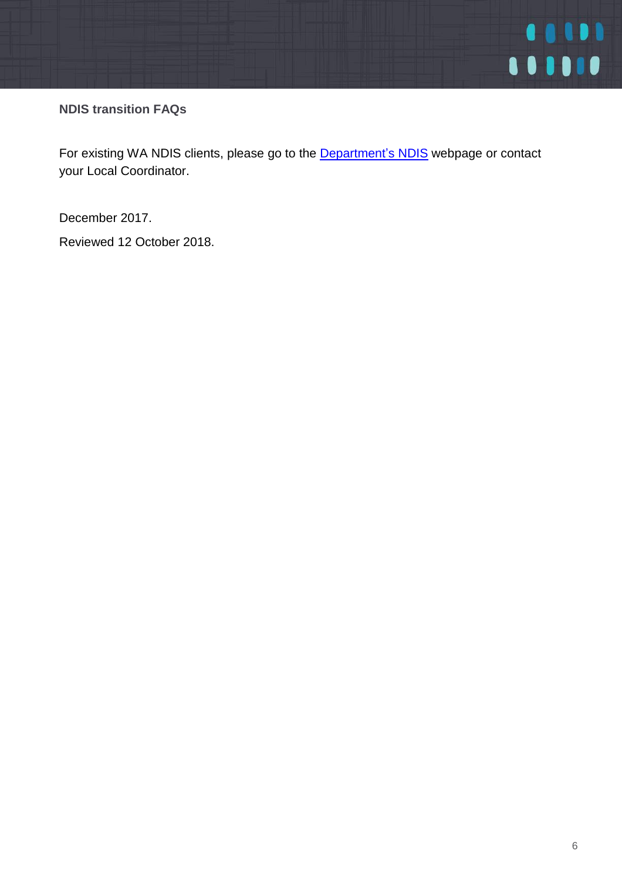**NDIS transition FAQs**

For existing WA NDIS clients, please go to the Department's NDIS webpage or contact your Local Coordinator.

December 2017.

Reviewed 12 October 2018.